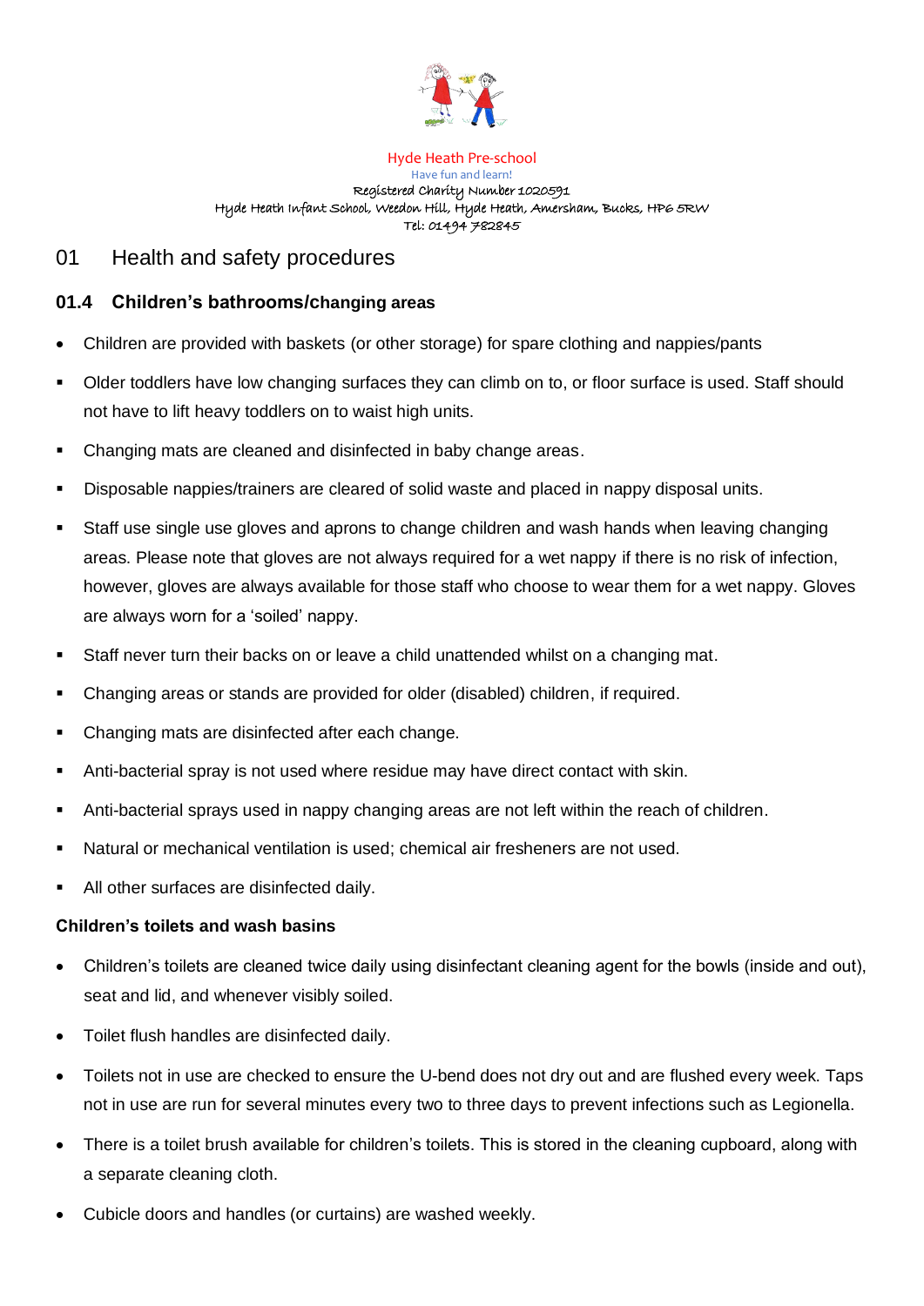Hyde Heath Pre-school
Have fun and learn!
Registered Charity Number 1020591
Hyde Heath Infant School, Weedon Hill, Hyde Heath, Amersham, Bucks, HP6 5RW
Tel: 01494 782845

# 01 Health and safety procedures

## 01.4 Children's bathrooms/changing areas

- Children are provided with baskets (or other storage) for spare clothing and nappies/pants
- Older toddlers have low changing surfaces they can climb on to, or floor surface is used. Staff should not have to lift heavy toddlers on to waist high units.
- Changing mats are cleaned and disinfected in baby change areas.
- Disposable nappies/trainers are cleared of solid waste and placed in nappy disposal units.
- Staff use single use gloves and aprons to change children and wash hands when leaving changing areas. Please note that gloves are not always required for a wet nappy if there is no risk of infection, however, gloves are always available for those staff who choose to wear them for a wet nappy. Gloves are always worn for a 'soiled' nappy.
- Staff never turn their backs on or leave a child unattended whilst on a changing mat.
- Changing areas or stands are provided for older (disabled) children, if required.
- Changing mats are disinfected after each change.
- Anti-bacterial spray is not used where residue may have direct contact with skin.
- Anti-bacterial sprays used in nappy changing areas are not left within the reach of children.
- Natural or mechanical ventilation is used; chemical air fresheners are not used.
- All other surfaces are disinfected daily.

**Children's toilets and wash basins**

- Children's toilets are cleaned twice daily using disinfectant cleaning agent for the bowls (inside and out), seat and lid, and whenever visibly soiled.
- Toilet flush handles are disinfected daily.
- Toilets not in use are checked to ensure the U-bend does not dry out and are flushed every week. Taps not in use are run for several minutes every two to three days to prevent infections such as Legionella.
- There is a toilet brush available for children's toilets. This is stored in the cleaning cupboard, along with a separate cleaning cloth.
- Cubicle doors and handles (or curtains) are washed weekly.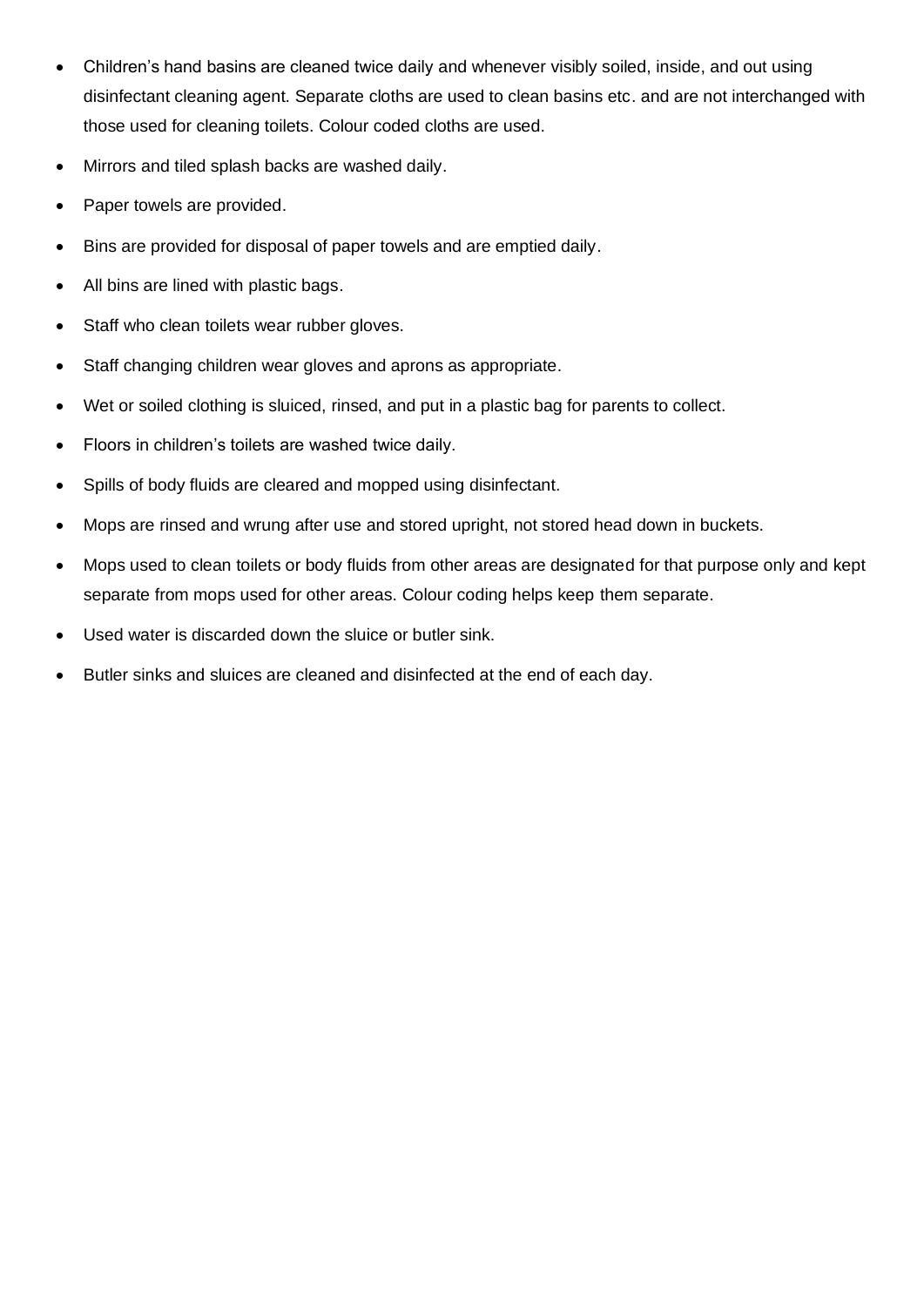- Children's hand basins are cleaned twice daily and whenever visibly soiled, inside, and out using disinfectant cleaning agent. Separate cloths are used to clean basins etc. and are not interchanged with those used for cleaning toilets. Colour coded cloths are used.
- Mirrors and tiled splash backs are washed daily.
- Paper towels are provided.
- Bins are provided for disposal of paper towels and are emptied daily.
- All bins are lined with plastic bags.
- Staff who clean toilets wear rubber gloves.
- Staff changing children wear gloves and aprons as appropriate.
- Wet or soiled clothing is sluiced, rinsed, and put in a plastic bag for parents to collect.
- Floors in children's toilets are washed twice daily.
- Spills of body fluids are cleared and mopped using disinfectant.
- Mops are rinsed and wrung after use and stored upright, not stored head down in buckets.
- Mops used to clean toilets or body fluids from other areas are designated for that purpose only and kept separate from mops used for other areas. Colour coding helps keep them separate.
- Used water is discarded down the sluice or butler sink.
- Butler sinks and sluices are cleaned and disinfected at the end of each day.